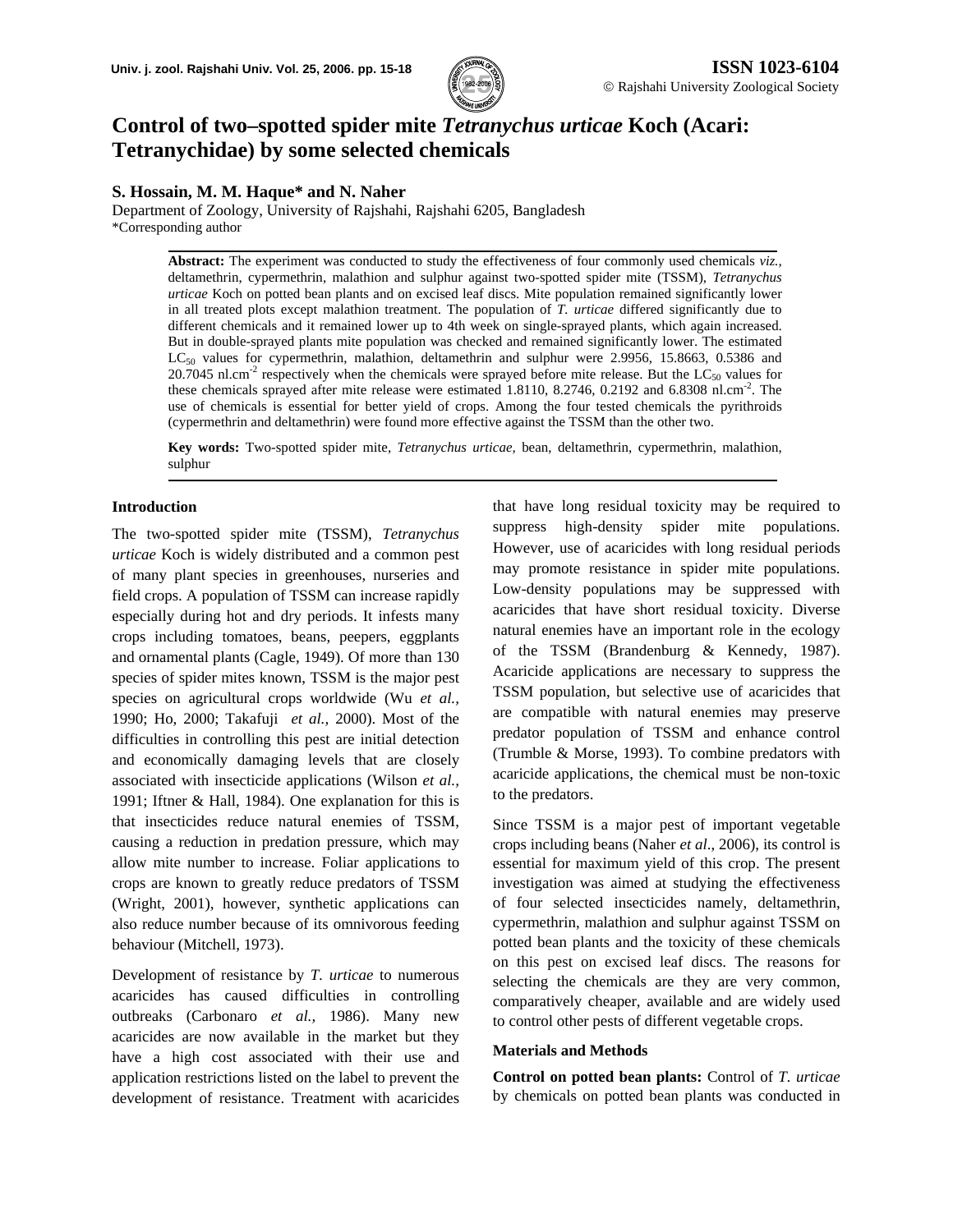# Control of two–spotted spider mite *Tetranychus urticae* Koch (Acari: Tetranychidae) by some selected chemicals

**S. Hossain, M. M. Haque\* and N. Naher**

Department of Zoology, University of Rajshahi, Rajshahi 6205, Bangladesh

\*Corresponding author

**Abstract:** The experiment was conducted to study the effectiveness of four commonly used chemicals *viz.*, deltamethrin, cypermethrin, malathion and sulphur against two-spotted spider mite (TSSM), *Tetranychus urticae* Koch on potted bean plants and on excised leaf discs. Mite population remained significantly lower in all treated plots except malathion treatment. The population of *T. urticae* differed significantly due to different chemicals and it remained lower up to 4th week on single-sprayed plants, which again increased. But in double-sprayed plants mite population was checked and remained significantly lower. The estimated $LC_{50}$ values for cypermethrin, malathion, deltamethrin and sulphur were 2.9956, 15.8663, 0.5386 and 20.7045 nl.cm$^{-2}$ respectively when the chemicals were sprayed before mite release. But the $LC_{50}$ values for these chemicals sprayed after mite release were estimated 1.8110, 8.2746, 0.2192 and 6.8308 nl.cm$^{-2}$. The use of chemicals is essential for better yield of crops. Among the four tested chemicals the pyrithroids (cypermethrin and deltamethrin) were found more effective against the TSSM than the other two.

**Key words:** Two-spotted spider mite, *Tetranychus urticae*, bean, deltamethrin, cypermethrin, malathion, sulphur

## Introduction

The two-spotted spider mite (TSSM), *Tetranychus urticae* Koch is widely distributed and a common pest of many plant species in greenhouses, nurseries and field crops. A population of TSSM can increase rapidly especially during hot and dry periods. It infests many crops including tomatoes, beans, peepers, eggplants and ornamental plants (Cagle, 1949). Of more than 130 species of spider mites known, TSSM is the major pest species on agricultural crops worldwide (Wu *et al.*, 1990; Ho, 2000; Takafuji *et al.*, 2000). Most of the difficulties in controlling this pest are initial detection and economically damaging levels that are closely associated with insecticide applications (Wilson *et al.*, 1991; Iftner & Hall, 1984). One explanation for this is that insecticides reduce natural enemies of TSSM, causing a reduction in predation pressure, which may allow mite number to increase. Foliar applications to crops are known to greatly reduce predators of TSSM (Wright, 2001), however, synthetic applications can also reduce number because of its omnivorous feeding behaviour (Mitchell, 1973).

Development of resistance by *T. urticae* to numerous acaricides has caused difficulties in controlling outbreaks (Carbonaro *et al.*, 1986). Many new acaricides are now available in the market but they have a high cost associated with their use and application restrictions listed on the label to prevent the development of resistance. Treatment with acaricides that have long residual toxicity may be required to suppress high-density spider mite populations. However, use of acaricides with long residual periods may promote resistance in spider mite populations. Low-density populations may be suppressed with acaricides that have short residual toxicity. Diverse natural enemies have an important role in the ecology of the TSSM (Brandenburg & Kennedy, 1987). Acaricide applications are necessary to suppress the TSSM population, but selective use of acaricides that are compatible with natural enemies may preserve predator population of TSSM and enhance control (Trumble & Morse, 1993). To combine predators with acaricide applications, the chemical must be non-toxic to the predators.

Since TSSM is a major pest of important vegetable crops including beans (Naher *et al*., 2006), its control is essential for maximum yield of this crop. The present investigation was aimed at studying the effectiveness of four selected insecticides namely, deltamethrin, cypermethrin, malathion and sulphur against TSSM on potted bean plants and the toxicity of these chemicals on this pest on excised leaf discs. The reasons for selecting the chemicals are they are very common, comparatively cheaper, available and are widely used to control other pests of different vegetable crops.

## Materials and Methods

**Control on potted bean plants:** Control of *T. urticae* by chemicals on potted bean plants was conducted in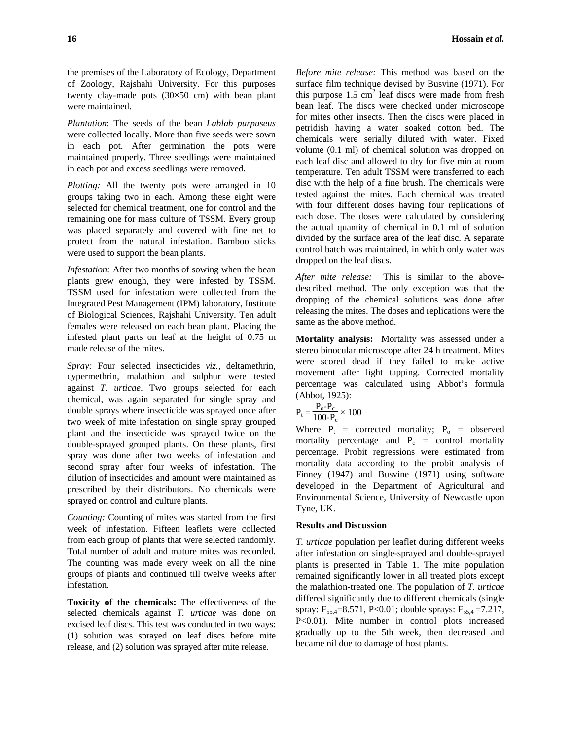the premises of the Laboratory of Ecology, Department of Zoology, Rajshahi University. For this purposes twenty clay-made pots (30×50 cm) with bean plant were maintained.

*Plantation*: The seeds of the bean *Lablab purpuseus* were collected locally. More than five seeds were sown in each pot. After germination the pots were maintained properly. Three seedlings were maintained in each pot and excess seedlings were removed.

*Plotting:* All the twenty pots were arranged in 10 groups taking two in each. Among these eight were selected for chemical treatment, one for control and the remaining one for mass culture of TSSM. Every group was placed separately and covered with fine net to protect from the natural infestation. Bamboo sticks were used to support the bean plants.

*Infestation:* After two months of sowing when the bean plants grew enough, they were infested by TSSM. TSSM used for infestation were collected from the Integrated Pest Management (IPM) laboratory, Institute of Biological Sciences, Rajshahi University. Ten adult females were released on each bean plant. Placing the infested plant parts on leaf at the height of 0.75 m made release of the mites.

*Spray:* Four selected insecticides *viz.,* deltamethrin, cypermethrin, malathion and sulphur were tested against *T. urticae*. Two groups selected for each chemical, was again separated for single spray and double sprays where insecticide was sprayed once after two week of mite infestation on single spray grouped plant and the insecticide was sprayed twice on the double-sprayed grouped plants. On these plants, first spray was done after two weeks of infestation and second spray after four weeks of infestation. The dilution of insecticides and amount were maintained as prescribed by their distributors. No chemicals were sprayed on control and culture plants.

*Counting:* Counting of mites was started from the first week of infestation. Fifteen leaflets were collected from each group of plants that were selected randomly. Total number of adult and mature mites was recorded. The counting was made every week on all the nine groups of plants and continued till twelve weeks after infestation.

**Toxicity of the chemicals:** The effectiveness of the selected chemicals against *T. urticae* was done on excised leaf discs. This test was conducted in two ways: (1) solution was sprayed on leaf discs before mite release, and (2) solution was sprayed after mite release.

*Before mite release:* This method was based on the surface film technique devised by Busvine (1971). For this purpose 1.5 $cm^2$ leaf discs were made from fresh bean leaf. The discs were checked under microscope for mites other insects. Then the discs were placed in petridish having a water soaked cotton bed. The chemicals were serially diluted with water. Fixed volume (0.1 ml) of chemical solution was dropped on each leaf disc and allowed to dry for five min at room temperature. Ten adult TSSM were transferred to each disc with the help of a fine brush. The chemicals were tested against the mites. Each chemical was treated with four different doses having four replications of each dose. The doses were calculated by considering the actual quantity of chemical in 0.1 ml of solution divided by the surface area of the leaf disc. A separate control batch was maintained, in which only water was dropped on the leaf discs.

*After mite release:* This is similar to the above-described method. The only exception was that the dropping of the chemical solutions was done after releasing the mites. The doses and replications were the same as the above method.

**Mortality analysis:** Mortality was assessed under a stereo binocular microscope after 24 h treatment. Mites were scored dead if they failed to make active movement after light tapping. Corrected mortality percentage was calculated using Abbot's formula (Abbot, 1925):

$$P_t = \frac{P_o - P_c}{100 - P_c} \times 100$$

Where $P_t$ = corrected mortality; $P_o$ = observed mortality percentage and $P_c$ = control mortality percentage. Probit regressions were estimated from mortality data according to the probit analysis of Finney (1947) and Busvine (1971) using software developed in the Department of Agricultural and Environmental Science, University of Newcastle upon Tyne, UK.

## Results and Discussion

*T. urticae* population per leaflet during different weeks after infestation on single-sprayed and double-sprayed plants is presented in Table 1. The mite population remained significantly lower in all treated plots except the malathion-treated one. The population of *T. urticae* differed significantly due to different chemicals (single spray: $F_{55,4}$=8.571, P<0.01; double sprays: $F_{55,4}$ =7.217, P<0.01). Mite number in control plots increased gradually up to the 5th week, then decreased and became nil due to damage of host plants.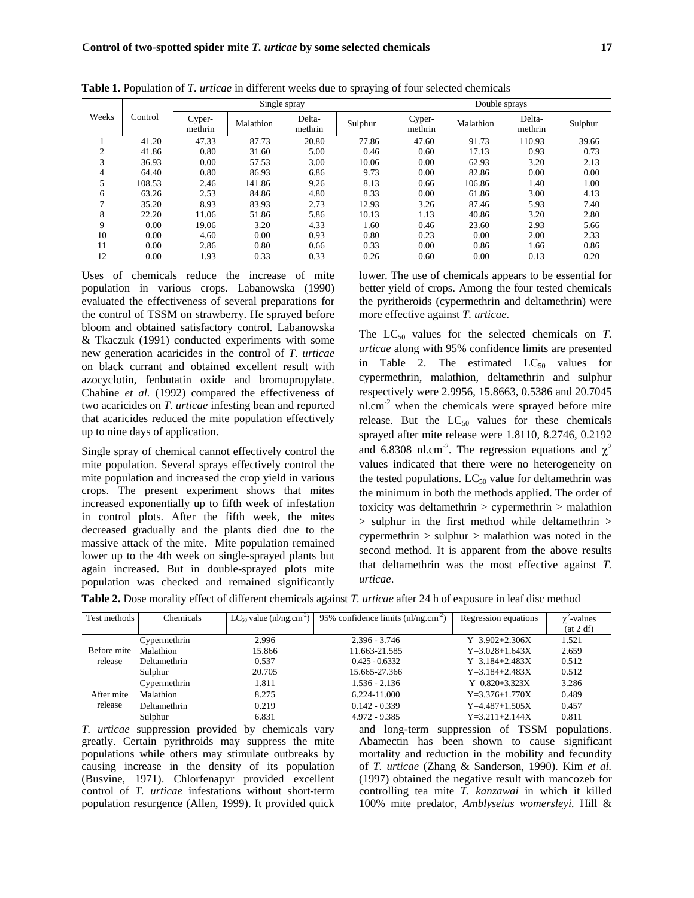**Table 1.** Population of *T. urticae* in different weeks due to spraying of four selected chemicals

| Weeks | Control | Single spray | | | | Double sprays | | | |
|---|---|---|---|---|---|---|---|---|---|
| | | Cyper-methrin | Malathion | Delta-methrin | Sulphur | Cyper-methrin | Malathion | Delta-methrin | Sulphur |
| 1 | 41.20 | 47.33 | 87.73 | 20.80 | 77.86 | 47.60 | 91.73 | 110.93 | 39.66 |
| 2 | 41.86 | 0.80 | 31.60 | 5.00 | 0.46 | 0.60 | 17.13 | 0.93 | 0.73 |
| 3 | 36.93 | 0.00 | 57.53 | 3.00 | 10.06 | 0.00 | 62.93 | 3.20 | 2.13 |
| 4 | 64.40 | 0.80 | 86.93 | 6.86 | 9.73 | 0.00 | 82.86 | 0.00 | 0.00 |
| 5 | 108.53 | 2.46 | 141.86 | 9.26 | 8.13 | 0.66 | 106.86 | 1.40 | 1.00 |
| 6 | 63.26 | 2.53 | 84.86 | 4.80 | 8.33 | 0.00 | 61.86 | 3.00 | 4.13 |
| 7 | 35.20 | 8.93 | 83.93 | 2.73 | 12.93 | 3.26 | 87.46 | 5.93 | 7.40 |
| 8 | 22.20 | 11.06 | 51.86 | 5.86 | 10.13 | 1.13 | 40.86 | 3.20 | 2.80 |
| 9 | 0.00 | 19.06 | 3.20 | 4.33 | 1.60 | 0.46 | 23.60 | 2.93 | 5.66 |
| 10 | 0.00 | 4.60 | 0.00 | 0.93 | 0.80 | 0.23 | 0.00 | 2.00 | 2.33 |
| 11 | 0.00 | 2.86 | 0.80 | 0.66 | 0.33 | 0.00 | 0.86 | 1.66 | 0.86 |
| 12 | 0.00 | 1.93 | 0.33 | 0.33 | 0.26 | 0.60 | 0.00 | 0.13 | 0.20 |

Uses of chemicals reduce the increase of mite population in various crops. Labanowska (1990) evaluated the effectiveness of several preparations for the control of TSSM on strawberry. He sprayed before bloom and obtained satisfactory control. Labanowska & Tkaczuk (1991) conducted experiments with some new generation acaricides in the control of *T. urticae* on black currant and obtained excellent result with azocyclotin, fenbutatin oxide and bromopropylate. Chahine *et al.* (1992) compared the effectiveness of two acaricides on *T. urticae* infesting bean and reported that acaricides reduced the mite population effectively up to nine days of application.

Single spray of chemical cannot effectively control the mite population. Several sprays effectively control the mite population and increased the crop yield in various crops. The present experiment shows that mites increased exponentially up to fifth week of infestation in control plots. After the fifth week, the mites decreased gradually and the plants died due to the massive attack of the mite. Mite population remained lower up to the 4th week on single-sprayed plants but again increased. But in double-sprayed plots mite population was checked and remained significantly lower. The use of chemicals appears to be essential for better yield of crops. Among the four tested chemicals the pyritheroids (cypermethrin and deltamethrin) were more effective against *T. urticae.*

The $LC_{50}$ values for the selected chemicals on *T. urticae* along with 95% confidence limits are presented in Table 2. The estimated $LC_{50}$ values for cypermethrin, malathion, deltamethrin and sulphur respectively were 2.9956, 15.8663, 0.5386 and 20.7045 $nl.cm^{-2}$ when the chemicals were sprayed before mite release. But the $LC_{50}$ values for these chemicals sprayed after mite release were 1.8110, 8.2746, 0.2192 and 6.8308 $nl.cm^{-2}$. The regression equations and $\chi^2$ values indicated that there were no heterogeneity on the tested populations. $LC_{50}$ value for deltamethrin was the minimum in both the methods applied. The order of toxicity was deltamethrin > cypermethrin > malathion > sulphur in the first method while deltamethrin > cypermethrin > sulphur > malathion was noted in the second method. It is apparent from the above results that deltamethrin was the most effective against *T. urticae*.

**Table 2.** Dose morality effect of different chemicals against *T. urticae* after 24 h of exposure in leaf disc method

| Test methods | Chemicals | $LC_{50}$ value ($nl/ng.cm^{-2}$) | 95% confidence limits ($nl/ng.cm^{-2}$) | Regression equations | $\chi^2$-values (at 2 df) |
|---|---|---|---|---|---|
| Before mite release | Cypermethrin | 2.996 | 2.396 - 3.746 | Y=3.902+2.306X | 1.521 |
| | Malathion | 15.866 | 11.663-21.585 | Y=3.028+1.643X | 2.659 |
| | Deltamethrin | 0.537 | 0.425 - 0.6332 | Y=3.184+2.483X | 0.512 |
| | Sulphur | 20.705 | 15.665-27.366 | Y=3.184+2.483X | 0.512 |
| After mite release | Cypermethrin | 1.811 | 1.536 - 2.136 | Y=0.820+3.323X | 3.286 |
| | Malathion | 8.275 | 6.224-11.000 | Y=3.376+1.770X | 0.489 |
| | Deltamethrin | 0.219 | 0.142 - 0.339 | Y=4.487+1.505X | 0.457 |
| | Sulphur | 6.831 | 4.972 - 9.385 | Y=3.211+2.144X | 0.811 |

*T. urticae* suppression provided by chemicals vary greatly. Certain pyrithroids may suppress the mite populations while others may stimulate outbreaks by causing increase in the density of its population (Busvine, 1971). Chlorfenapyr provided excellent control of *T. urticae* infestations without short-term population resurgence (Allen, 1999). It provided quick and long-term suppression of TSSM populations. Abamectin has been shown to cause significant mortality and reduction in the mobility and fecundity of *T. urticae* (Zhang & Sanderson, 1990). Kim *et al.* (1997) obtained the negative result with mancozeb for controlling tea mite *T. kanzawai* in which it killed 100% mite predator, *Amblyseius womersleyi.* Hill &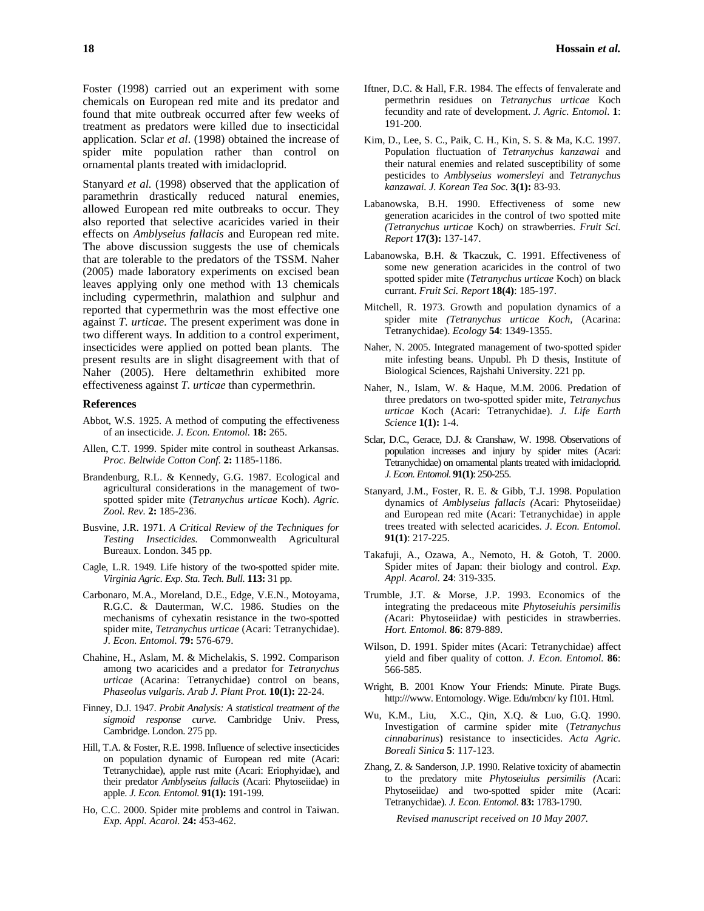Foster (1998) carried out an experiment with some chemicals on European red mite and its predator and found that mite outbreak occurred after few weeks of treatment as predators were killed due to insecticidal application. Sclar *et al*. (1998) obtained the increase of spider mite population rather than control on ornamental plants treated with imidacloprid.

Stanyard *et al*. (1998) observed that the application of paramethrin drastically reduced natural enemies, allowed European red mite outbreaks to occur. They also reported that selective acaricides varied in their effects on *Amblyseius fallacis* and European red mite. The above discussion suggests the use of chemicals that are tolerable to the predators of the TSSM. Naher (2005) made laboratory experiments on excised bean leaves applying only one method with 13 chemicals including cypermethrin, malathion and sulphur and reported that cypermethrin was the most effective one against *T. urticae*. The present experiment was done in two different ways. In addition to a control experiment, insecticides were applied on potted bean plants. The present results are in slight disagreement with that of Naher (2005). Here deltamethrin exhibited more effectiveness against *T. urticae* than cypermethrin.

## References

Abbot, W.S. 1925. A method of computing the effectiveness of an insecticide. *J. Econ. Entomol.* **18:** 265.

Allen, C.T. 1999. Spider mite control in southeast Arkansas. *Proc. Beltwide Cotton Conf.* **2:** 1185-1186.

Brandenburg, R.L. & Kennedy, G.G. 1987. Ecological and agricultural considerations in the management of two-spotted spider mite (*Tetranychus urticae* Koch). *Agric. Zool. Rev.* **2:** 185-236.

Busvine, J.R. 1971. *A Critical Review of the Techniques for Testing Insecticides.* Commonwealth Agricultural Bureaux. London. 345 pp.

Cagle, L.R. 1949. Life history of the two-spotted spider mite. *Virginia Agric. Exp. Sta. Tech. Bull.* **113:** 31 pp.

Carbonaro, M.A., Moreland, D.E., Edge, V.E.N., Motoyama, R.G.C. & Dauterman, W.C. 1986. Studies on the mechanisms of cyhexatin resistance in the two-spotted spider mite, *Tetranychus urticae* (Acari: Tetranychidae). *J. Econ. Entomol.* **79:** 576-679.

Chahine, H., Aslam, M. & Michelakis, S. 1992. Comparison among two acaricides and a predator for *Tetranychus urticae* (Acarina: Tetranychidae) control on beans, *Phaseolus vulgaris*. *Arab J. Plant Prot.* **10(1):** 22-24.

Finney, D.J. 1947. *Probit Analysis: A statistical treatment of the sigmoid response curve.* Cambridge Univ. Press, Cambridge. London. 275 pp.

Hill, T.A. & Foster, R.E. 1998. Influence of selective insecticides on population dynamic of European red mite (Acari: Tetranychidae), apple rust mite (Acari: Eriophyidae), and their predator *Amblyseius fallacis* (Acari: Phytoseiidae) in apple. *J. Econ. Entomol.* **91(1):** 191-199.

Ho, C.C. 2000. Spider mite problems and control in Taiwan. *Exp. Appl. Acarol.* **24:** 453-462.

Iftner, D.C. & Hall, F.R. 1984. The effects of fenvalerate and permethrin residues on *Tetranychus urticae* Koch fecundity and rate of development. *J. Agric. Entomol*. **1**: 191-200.

Kim, D., Lee, S. C., Paik, C. H., Kin, S. S. & Ma, K.C. 1997. Population fluctuation of *Tetranychus kanzawai* and their natural enemies and related susceptibility of some pesticides to *Amblyseius womersleyi* and *Tetranychus kanzawai*. *J. Korean Tea Soc.* **3(1):** 83-93.

Labanowska, B.H. 1990. Effectiveness of some new generation acaricides in the control of two spotted mite *(Tetranychus urticae* Koch*)* on strawberries. *Fruit Sci. Report* **17(3):** 137-147.

Labanowska, B.H. & Tkaczuk, C. 1991. Effectiveness of some new generation acaricides in the control of two spotted spider mite (*Tetranychus urticae* Koch) on black currant. *Fruit Sci. Report* **18(4)**: 185-197.

Mitchell, R. 1973. Growth and population dynamics of a spider mite *(Tetranychus urticae Koch,* (Acarina: Tetranychidae). *Ecology* **54**: 1349-1355.

Naher, N. 2005. Integrated management of two-spotted spider mite infesting beans. Unpubl. Ph D thesis, Institute of Biological Sciences, Rajshahi University. 221 pp.

Naher, N., Islam, W. & Haque, M.M. 2006. Predation of three predators on two-spotted spider mite, *Tetranychus urticae* Koch (Acari: Tetranychidae). *J. Life Earth Science* **1(1):** 1-4.

Sclar, D.C., Gerace, D.J. & Cranshaw, W. 1998. Observations of population increases and injury by spider mites (Acari: Tetranychidae) on ornamental plants treated with imidacloprid. *J. Econ. Entomol.* **91(1)**: 250-255.

Stanyard, J.M., Foster, R. E. & Gibb, T.J. 1998. Population dynamics of *Amblyseius fallacis (*Acari: Phytoseiidae*)* and European red mite (Acari: Tetranychidae) in apple trees treated with selected acaricides. *J. Econ. Entomol.* **91(1)**: 217-225.

Takafuji, A., Ozawa, A., Nemoto, H. & Gotoh, T. 2000. Spider mites of Japan: their biology and control. *Exp. Appl. Acarol.* **24**: 319-335.

Trumble, J.T. & Morse, J.P. 1993. Economics of the integrating the predaceous mite *Phytoseiuhis persimilis (*Acari: Phytoseiidae*)* with pesticides in strawberries. *Hort. Entomol.* **86**: 879-889.

Wilson, D. 1991. Spider mites (Acari: Tetranychidae) affect yield and fiber quality of cotton. *J. Econ. Entomol.* **86**: 566-585.

Wright, B. 2001 Know Your Friends: Minute. Pirate Bugs. http:///www. Entomology. Wige. Edu/mbcn/ ky f101. Html.

Wu, K.M., Liu, X.C., Qin, X.Q. & Luo, G.Q. 1990. Investigation of carmine spider mite (*Tetranychus cinnabarinus*) resistance to insecticides. *Acta Agric. Boreali Sinica* **5**: 117-123.

Zhang, Z. & Sanderson, J.P. 1990. Relative toxicity of abamectin to the predatory mite *Phytoseiulus persimilis (*Acari: Phytoseiidae*)* and two-spotted spider mite (Acari: Tetranychidae). *J. Econ. Entomol.* **83:** 1783-1790.

*Revised manuscript received on 10 May 2007.*